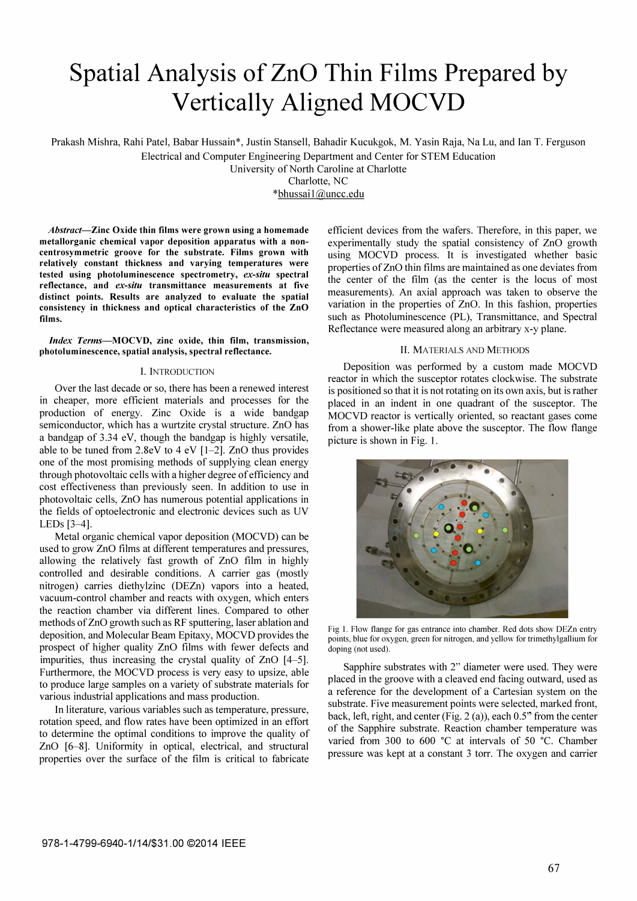# Spatial Analysis of ZnO Thin Films Prepared by Vertically Aligned MOCVD

Prakash Mishra, Rahi Patel, Babar Hussain*, Justin Stansell, Bahadir Kucukgok, M. Yasin Raja, Na Lu, and Ian T. Ferguson
Electrical and Computer Engineering Department and Center for STEM Education
University of North Caroline at Charlotte
Charlotte, NC
*bhussai1@uncc.edu

***Abstract*—Zinc Oxide thin films were grown using a homemade metallorganic chemical vapor deposition apparatus with a non-centrosymmetric groove for the substrate. Films grown with relatively constant thickness and varying temperatures were tested using photoluminescence spectrometry, *ex-situ* spectral reflectance, and *ex-situ* transmittance measurements at five distinct points. Results are analyzed to evaluate the spatial consistency in thickness and optical characteristics of the ZnO films.**

***Index Terms*—MOCVD, zinc oxide, thin film, transmission, photoluminescence, spatial analysis, spectral reflectance.**

## I. Introduction

Over the last decade or so, there has been a renewed interest in cheaper, more efficient materials and processes for the production of energy. Zinc Oxide is a wide bandgap semiconductor, which has a wurtzite crystal structure. ZnO has a bandgap of 3.34 eV, though the bandgap is highly versatile, able to be tuned from 2.8eV to 4 eV [1–2]. ZnO thus provides one of the most promising methods of supplying clean energy through photovoltaic cells with a higher degree of efficiency and cost effectiveness than previously seen. In addition to use in photovoltaic cells, ZnO has numerous potential applications in the fields of optoelectronic and electronic devices such as UV LEDs [3–4].

Metal organic chemical vapor deposition (MOCVD) can be used to grow ZnO films at different temperatures and pressures, allowing the relatively fast growth of ZnO film in highly controlled and desirable conditions. A carrier gas (mostly nitrogen) carries diethylzinc (DEZn) vapors into a heated, vacuum-control chamber and reacts with oxygen, which enters the reaction chamber via different lines. Compared to other methods of ZnO growth such as RF sputtering, laser ablation and deposition, and Molecular Beam Epitaxy, MOCVD provides the prospect of higher quality ZnO films with fewer defects and impurities, thus increasing the crystal quality of ZnO [4–5]. Furthermore, the MOCVD process is very easy to upsize, able to produce large samples on a variety of substrate materials for various industrial applications and mass production.

In literature, various variables such as temperature, pressure, rotation speed, and flow rates have been optimized in an effort to determine the optimal conditions to improve the quality of ZnO [6–8]. Uniformity in optical, electrical, and structural properties over the surface of the film is critical to fabricate efficient devices from the wafers. Therefore, in this paper, we experimentally study the spatial consistency of ZnO growth using MOCVD process. It is investigated whether basic properties of ZnO thin films are maintained as one deviates from the center of the film (as the center is the locus of most measurements). An axial approach was taken to observe the variation in the properties of ZnO. In this fashion, properties such as Photoluminescence (PL), Transmittance, and Spectral Reflectance were measured along an arbitrary x-y plane.

## II. Materials and Methods

Deposition was performed by a custom made MOCVD reactor in which the susceptor rotates clockwise. The substrate is positioned so that it is not rotating on its own axis, but is rather placed in an indent in one quadrant of the susceptor. The MOCVD reactor is vertically oriented, so reactant gases come from a shower-like plate above the susceptor. The flow flange picture is shown in Fig. 1.

Fig 1. Flow flange for gas entrance into chamber. Red dots show DEZn entry points, blue for oxygen, green for nitrogen, and yellow for trimethylgallium for doping (not used).

Sapphire substrates with 2” diameter were used. They were placed in the groove with a cleaved end facing outward, used as a reference for the development of a Cartesian system on the substrate. Five measurement points were selected, marked front, back, left, right, and center (Fig. 2 (a)), each 0.5” from the center of the Sapphire substrate. Reaction chamber temperature was varied from 300 to 600 °C at intervals of 50 °C. Chamber pressure was kept at a constant 3 torr. The oxygen and carrier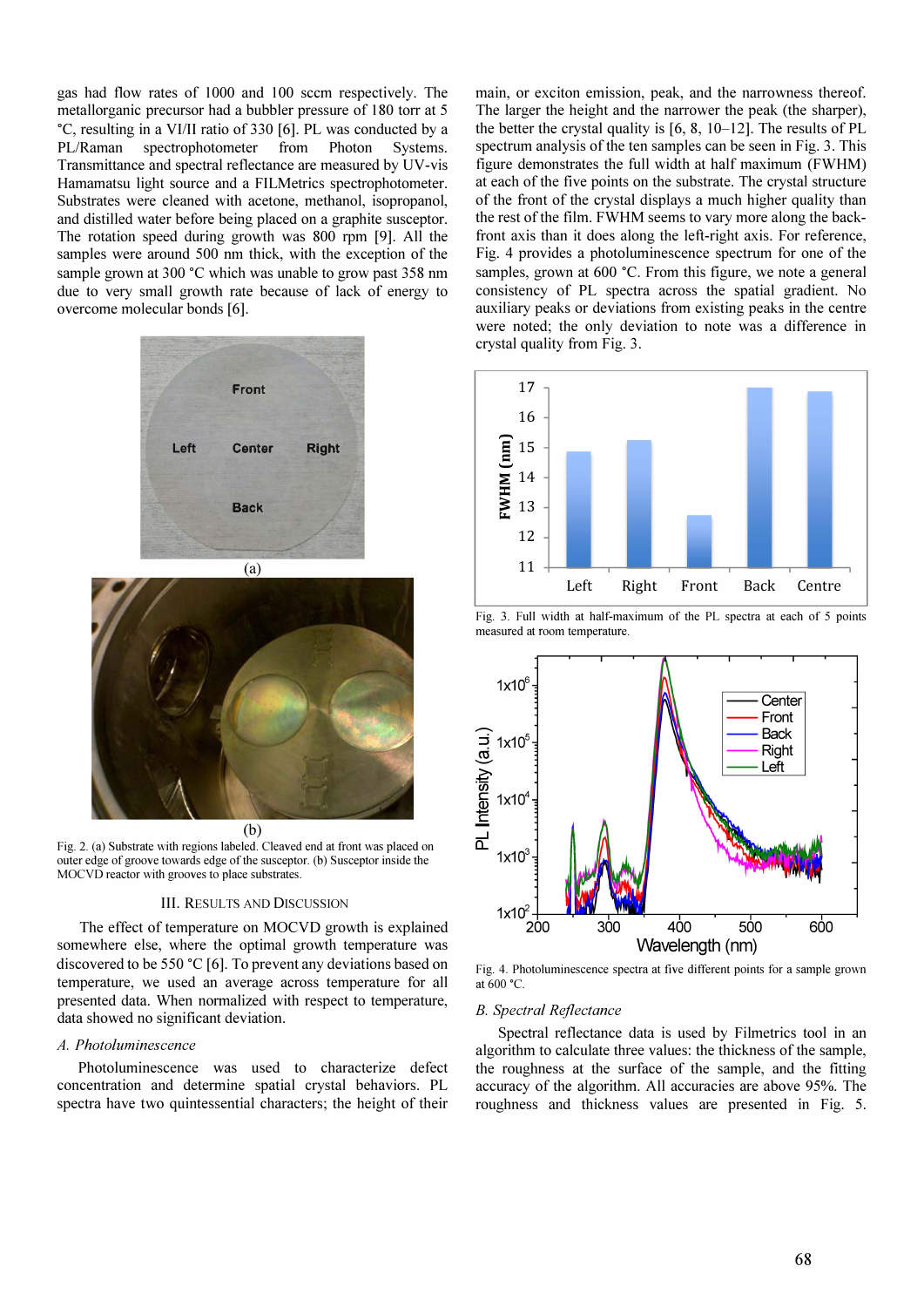gas had flow rates of 1000 and 100 sccm respectively. The metallorganic precursor had a bubbler pressure of 180 torr at 5 °C, resulting in a VI/II ratio of 330 [6]. PL was conducted by a PL/Raman spectrophotometer from Photon Systems. Transmittance and spectral reflectance are measured by UV-vis Hamamatsu light source and a FILMetrics spectrophotometer. Substrates were cleaned with acetone, methanol, isopropanol, and distilled water before being placed on a graphite susceptor. The rotation speed during growth was 800 rpm [9]. All the samples were around 500 nm thick, with the exception of the sample grown at 300 °C which was unable to grow past 358 nm due to very small growth rate because of lack of energy to overcome molecular bonds [6].

Front

Left Center Right

Back

(a)

(b)

Fig. 2. (a) Substrate with regions labeled. Cleaved end at front was placed on outer edge of groove towards edge of the susceptor. (b) Susceptor inside the MOCVD reactor with grooves to place substrates.

## III. Results and Discussion

The effect of temperature on MOCVD growth is explained somewhere else, where the optimal growth temperature was discovered to be 550 °C [6]. To prevent any deviations based on temperature, we used an average across temperature for all presented data. When normalized with respect to temperature, data showed no significant deviation.

### A. Photoluminescence

Photoluminescence was used to characterize defect concentration and determine spatial crystal behaviors. PL spectra have two quintessential characters; the height of their main, or exciton emission, peak, and the narrowness thereof. The larger the height and the narrower the peak (the sharper), the better the crystal quality is [6, 8, 10–12]. The results of PL spectrum analysis of the ten samples can be seen in Fig. 3. This figure demonstrates the full width at half maximum (FWHM) at each of the five points on the substrate. The crystal structure of the front of the crystal displays a much higher quality than the rest of the film. FWHM seems to vary more along the back-front axis than it does along the left-right axis. For reference, Fig. 4 provides a photoluminescence spectrum for one of the samples, grown at 600 °C. From this figure, we note a general consistency of PL spectra across the spatial gradient. No auxiliary peaks or deviations from existing peaks in the centre were noted; the only deviation to note was a difference in crystal quality from Fig. 3.

FWHM (nm)
17
16
15
14
13
12
11
Left Right Front Back Centre

Fig. 3. Full width at half-maximum of the PL spectra at each of 5 points measured at room temperature.

PL Intensity (a.u.)
$1x10^6$
$1x10^5$
$1x10^4$
$1x10^3$
$1x10^2$
200 300 400 500 600
Wavelength (nm)
Center
Front
Back
Right
Left

Fig. 4. Photoluminescence spectra at five different points for a sample grown at 600 °C.

### B. Spectral Reflectance

Spectral reflectance data is used by Filmetrics tool in an algorithm to calculate three values: the thickness of the sample, the roughness at the surface of the sample, and the fitting accuracy of the algorithm. All accuracies are above 95%. The roughness and thickness values are presented in Fig. 5.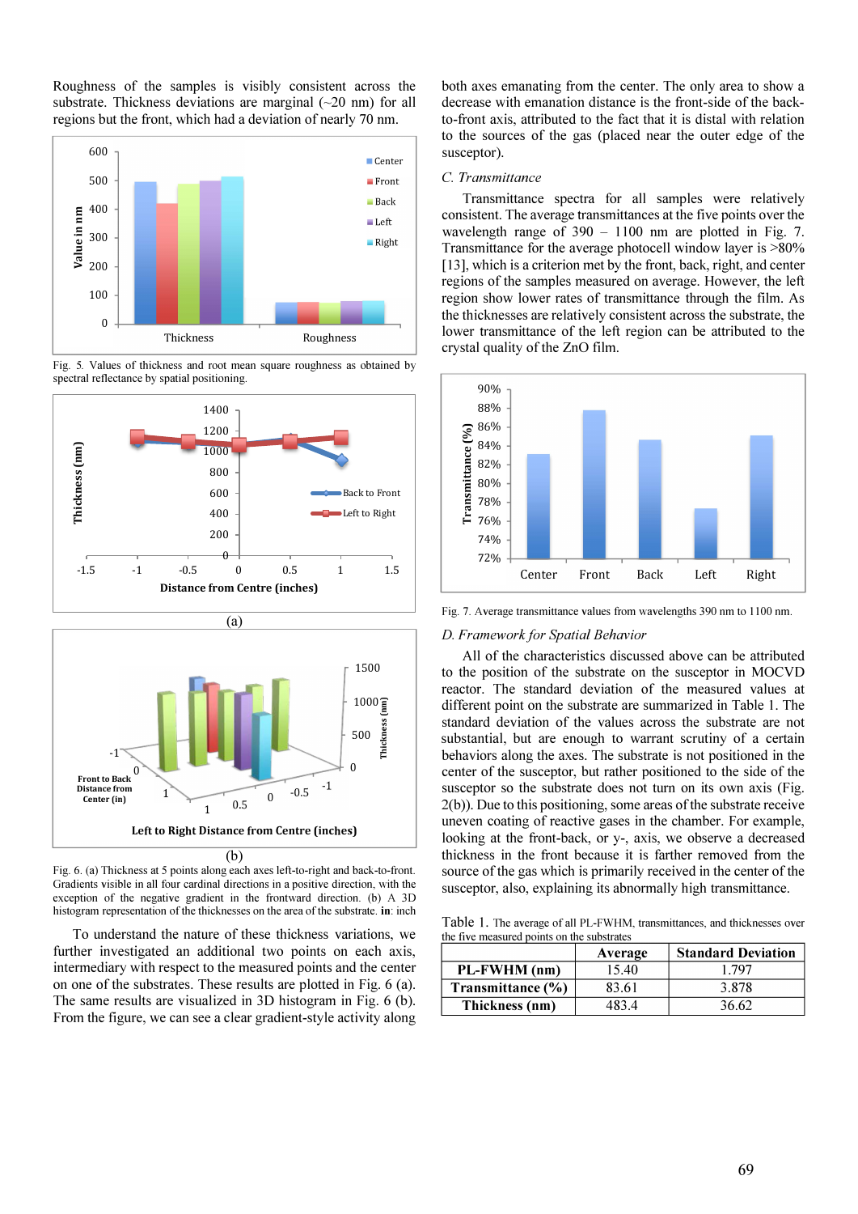Roughness of the samples is visibly consistent across the substrate. Thickness deviations are marginal (~20 nm) for all regions but the front, which had a deviation of nearly 70 nm.

600
500
400
300
200
100
0
Value in nm
Thickness
Roughness
Center
Front
Back
Left
Right

Fig. 5. Values of thickness and root mean square roughness as obtained by spectral reflectance by spatial positioning.

1400
1200
1000
800
600
400
200
0
Thickness (nm)
-1.5 -1 -0.5 0 0.5 1 1.5
Distance from Centre (inches)
Back to Front
Left to Right

(a)

1500
1000
500
0
Thickness (nm)
-1
0
1
Front to Back Distance from Center (in)
1 0.5 0 -0.5 -1
Left to Right Distance from Centre (inches)

(b)

Fig. 6. (a) Thickness at 5 points along each axes left-to-right and back-to-front. Gradients visible in all four cardinal directions in a positive direction, with the exception of the negative gradient in the frontward direction. (b) A 3D histogram representation of the thicknesses on the area of the substrate. **in**: inch

To understand the nature of these thickness variations, we further investigated an additional two points on each axis, intermediary with respect to the measured points and the center on one of the substrates. These results are plotted in Fig. 6 (a). The same results are visualized in 3D histogram in Fig. 6 (b). From the figure, we can see a clear gradient-style activity along both axes emanating from the center. The only area to show a decrease with emanation distance is the front-side of the back-to-front axis, attributed to the fact that it is distal with relation to the sources of the gas (placed near the outer edge of the susceptor).

*C. Transmittance*

Transmittance spectra for all samples were relatively consistent. The average transmittances at the five points over the wavelength range of 390 – 1100 nm are plotted in Fig. 7. Transmittance for the average photocell window layer is >80% [13], which is a criterion met by the front, back, right, and center regions of the samples measured on average. However, the left region show lower rates of transmittance through the film. As the thicknesses are relatively consistent across the substrate, the lower transmittance of the left region can be attributed to the crystal quality of the ZnO film.

90%
88%
86%
84%
82%
80%
78%
76%
74%
72%
Transmittance (%)
Center
Front
Back
Left
Right

Fig. 7. Average transmittance values from wavelengths 390 nm to 1100 nm.

*D. Framework for Spatial Behavior*

All of the characteristics discussed above can be attributed to the position of the substrate on the susceptor in MOCVD reactor. The standard deviation of the measured values at different point on the substrate are summarized in Table 1. The standard deviation of the values across the substrate are not substantial, but are enough to warrant scrutiny of a certain behaviors along the axes. The substrate is not positioned in the center of the susceptor, but rather positioned to the side of the susceptor so the substrate does not turn on its own axis (Fig. 2(b)). Due to this positioning, some areas of the substrate receive uneven coating of reactive gases in the chamber. For example, looking at the front-back, or y-, axis, we observe a decreased thickness in the front because it is farther removed from the source of the gas which is primarily received in the center of the susceptor, also, explaining its abnormally high transmittance.

Table 1. The average of all PL-FWHM, transmittances, and thicknesses over the five measured points on the substrates

| | Average | Standard Deviation |
|---|---|---|
| **PL-FWHM (nm)** | 15.40 | 1.797 |
| **Transmittance (%)** | 83.61 | 3.878 |
| **Thickness (nm)** | 483.4 | 36.62 |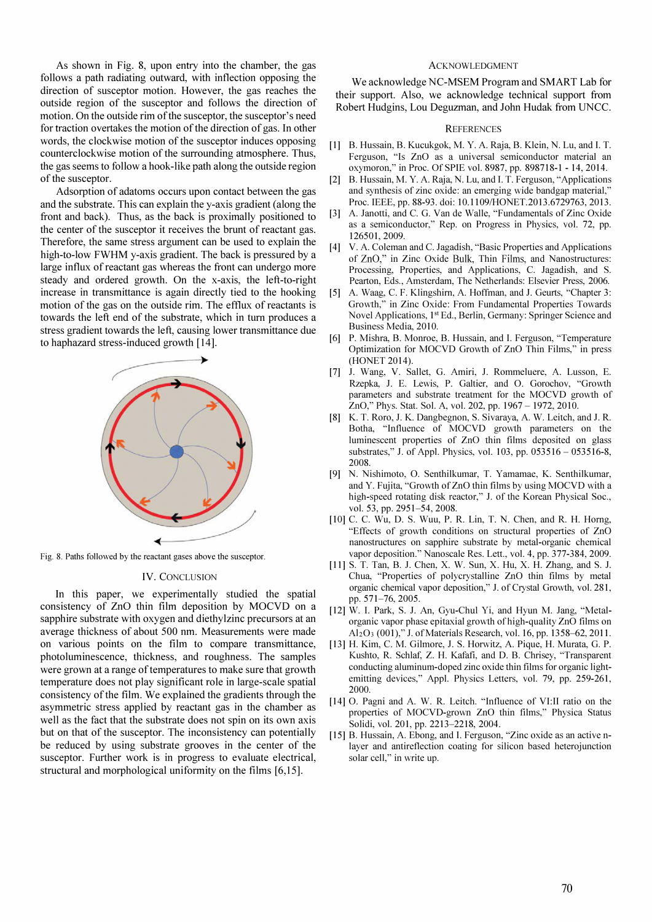As shown in Fig. 8, upon entry into the chamber, the gas follows a path radiating outward, with inflection opposing the direction of susceptor motion. However, the gas reaches the outside region of the susceptor and follows the direction of motion. On the outside rim of the susceptor, the susceptor's need for traction overtakes the motion of the direction of gas. In other words, the clockwise motion of the susceptor induces opposing counterclockwise motion of the surrounding atmosphere. Thus, the gas seems to follow a hook-like path along the outside region of the susceptor.

Adsorption of adatoms occurs upon contact between the gas and the substrate. This can explain the y-axis gradient (along the front and back). Thus, as the back is proximally positioned to the center of the susceptor it receives the brunt of reactant gas. Therefore, the same stress argument can be used to explain the high-to-low FWHM y-axis gradient. The back is pressured by a large influx of reactant gas whereas the front can undergo more steady and ordered growth. On the x-axis, the left-to-right increase in transmittance is again directly tied to the hooking motion of the gas on the outside rim. The efflux of reactants is towards the left end of the substrate, which in turn produces a stress gradient towards the left, causing lower transmittance due to haphazard stress-induced growth [14].

Fig. 8. Paths followed by the reactant gases above the susceptor.

## IV. Conclusion

In this paper, we experimentally studied the spatial consistency of ZnO thin film deposition by MOCVD on a sapphire substrate with oxygen and diethylzinc precursors at an average thickness of about 500 nm. Measurements were made on various points on the film to compare transmittance, photoluminescence, thickness, and roughness. The samples were grown at a range of temperatures to make sure that growth temperature does not play significant role in large-scale spatial consistency of the film. We explained the gradients through the asymmetric stress applied by reactant gas in the chamber as well as the fact that the substrate does not spin on its own axis but on that of the susceptor. The inconsistency can potentially be reduced by using substrate grooves in the center of the susceptor. Further work is in progress to evaluate electrical, structural and morphological uniformity on the films [6,15].

## Acknowledgment

We acknowledge NC-MSEM Program and SMART Lab for their support. Also, we acknowledge technical support from Robert Hudgins, Lou Deguzman, and John Hudak from UNCC.

## References

[1] B. Hussain, B. Kucukgok, M. Y. A. Raja, B. Klein, N. Lu, and I. T. Ferguson, "Is ZnO as a universal semiconductor material an oxymoron," in Proc. Of SPIE vol. 8987, pp. 898718-1 - 14, 2014.

[2] B. Hussain, M. Y. A. Raja, N. Lu, and I. T. Ferguson, "Applications and synthesis of zinc oxide: an emerging wide bandgap material," Proc. IEEE, pp. 88-93. doi: 10.1109/HONET.2013.6729763, 2013.

[3] A. Janotti, and C. G. Van de Walle, "Fundamentals of Zinc Oxide as a semiconductor," Rep. on Progress in Physics, vol. 72, pp. 126501, 2009.

[4] V. A. Coleman and C. Jagadish, "Basic Properties and Applications of ZnO," in Zinc Oxide Bulk, Thin Films, and Nanostructures: Processing, Properties, and Applications, C. Jagadish, and S. Pearton, Eds., Amsterdam, The Netherlands: Elsevier Press, 2006.

[5] A. Waag, C. F. Klingshirn, A. Hoffman, and J. Geurts, "Chapter 3: Growth," in Zinc Oxide: From Fundamental Properties Towards Novel Applications, 1st Ed., Berlin, Germany: Springer Science and Business Media, 2010.

[6] P. Mishra, B. Monroe, B. Hussain, and I. Ferguson, "Temperature Optimization for MOCVD Growth of ZnO Thin Films," in press (HONET 2014).

[7] J. Wang, V. Sallet, G. Amiri, J. Rommeluere, A. Lusson, E. Rzepka, J. E. Lewis, P. Galtier, and O. Gorochov, "Growth parameters and substrate treatment for the MOCVD growth of ZnO," Phys. Stat. Sol. A, vol. 202, pp. 1967 – 1972, 2010.

[8] K. T. Roro, J. K. Dangbegnon, S. Sivaraya, A. W. Leitch, and J. R. Botha, "Influence of MOCVD growth parameters on the luminescent properties of ZnO thin films deposited on glass substrates," J. of Appl. Physics, vol. 103, pp. 053516 – 053516-8, 2008.

[9] N. Nishimoto, O. Senthilkumar, T. Yamamae, K. Senthilkumar, and Y. Fujita, "Growth of ZnO thin films by using MOCVD with a high-speed rotating disk reactor," J. of the Korean Physical Soc., vol. 53, pp. 2951–54, 2008.

[10] C. C. Wu, D. S. Wuu, P. R. Lin, T. N. Chen, and R. H. Horng, "Effects of growth conditions on structural properties of ZnO nanostructures on sapphire substrate by metal-organic chemical vapor deposition." Nanoscale Res. Lett., vol. 4, pp. 377-384, 2009.

[11] S. T. Tan, B. J. Chen, X. W. Sun, X. Hu, X. H. Zhang, and S. J. Chua, "Properties of polycrystalline ZnO thin films by metal organic chemical vapor deposition," J. of Crystal Growth, vol. 281, pp. 571–76, 2005.

[12] W. I. Park, S. J. An, Gyu-Chul Yi, and Hyun M. Jang, "Metal-organic vapor phase epitaxial growth of high-quality ZnO films on $Al_2O_3$ (001)," J. of Materials Research, vol. 16, pp. 1358–62, 2011.

[13] H. Kim, C. M. Gilmore, J. S. Horwitz, A. Pique, H. Murata, G. P. Kushto, R. Schlaf, Z. H. Kafafi, and D. B. Chrisey, "Transparent conducting aluminum-doped zinc oxide thin films for organic light-emitting devices," Appl. Physics Letters, vol. 79, pp. 259-261, 2000.

[14] O. Pagni and A. W. R. Leitch. "Influence of VI:II ratio on the properties of MOCVD-grown ZnO thin films," Physica Status Solidi, vol. 201, pp. 2213–2218, 2004.

[15] B. Hussain, A. Ebong, and I. Ferguson, "Zinc oxide as an active n-layer and antireflection coating for silicon based heterojunction solar cell," in write up.